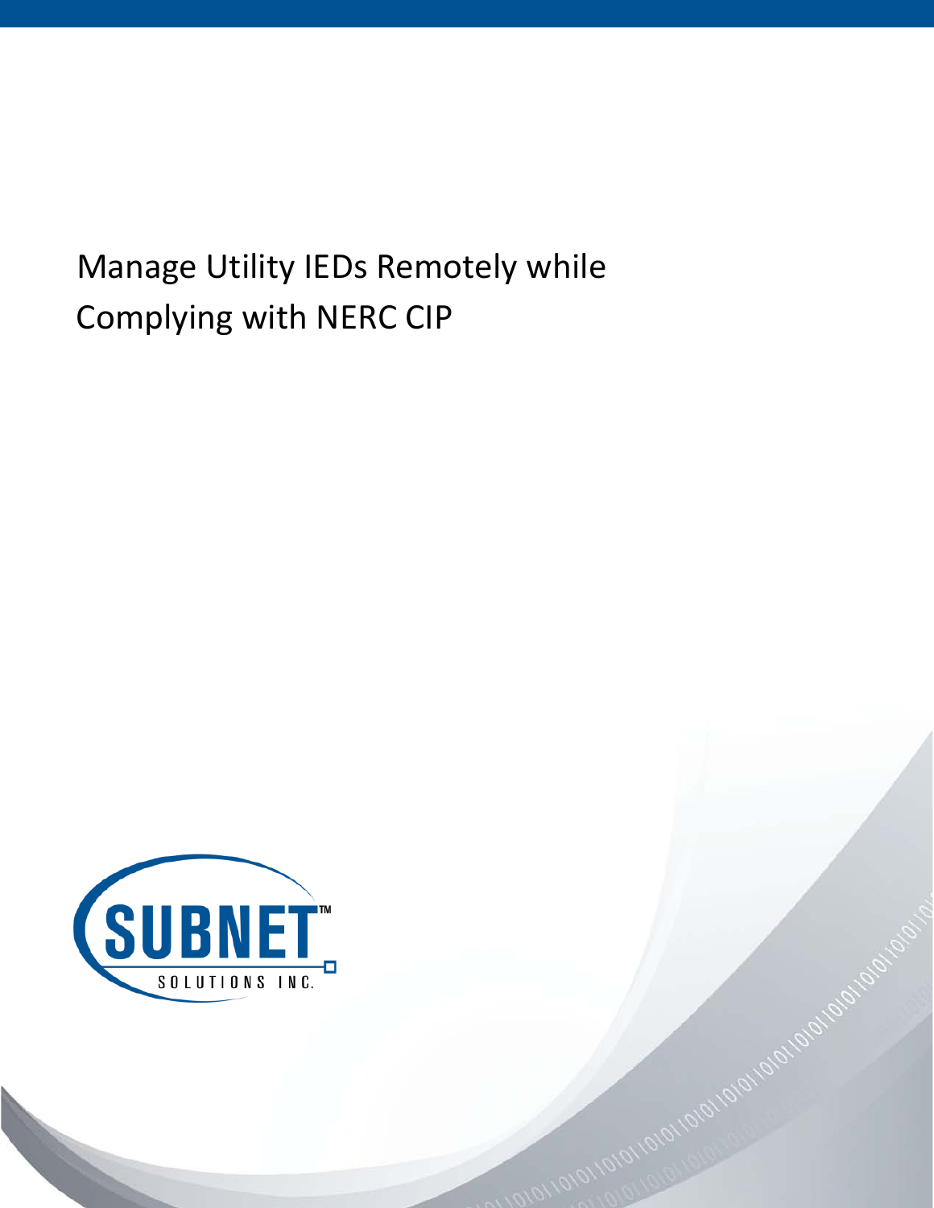# Manage Utility IEDs Remotely while Complying with NERC CIP

SUBNET™
SOLUTIONS INC.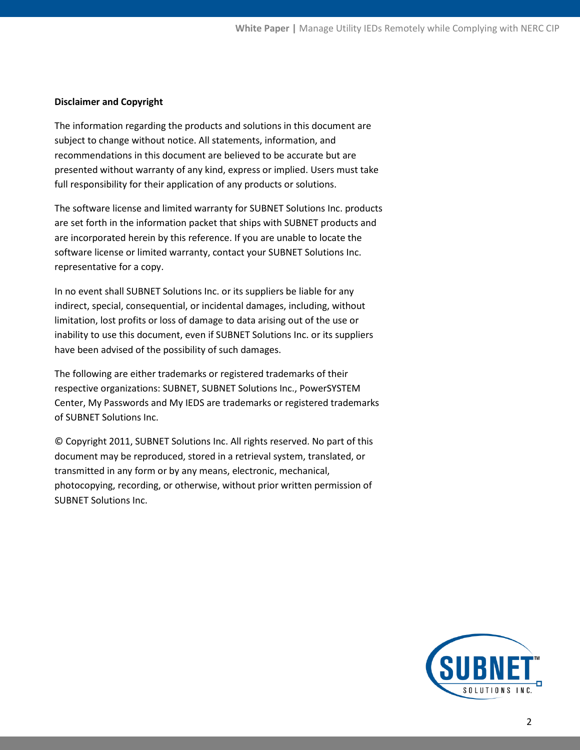**Disclaimer and Copyright**

The information regarding the products and solutions in this document are subject to change without notice. All statements, information, and recommendations in this document are believed to be accurate but are presented without warranty of any kind, express or implied. Users must take full responsibility for their application of any products or solutions.

The software license and limited warranty for SUBNET Solutions Inc. products are set forth in the information packet that ships with SUBNET products and are incorporated herein by this reference. If you are unable to locate the software license or limited warranty, contact your SUBNET Solutions Inc. representative for a copy.

In no event shall SUBNET Solutions Inc. or its suppliers be liable for any indirect, special, consequential, or incidental damages, including, without limitation, lost profits or loss of damage to data arising out of the use or inability to use this document, even if SUBNET Solutions Inc. or its suppliers have been advised of the possibility of such damages.

The following are either trademarks or registered trademarks of their respective organizations: SUBNET, SUBNET Solutions Inc., PowerSYSTEM Center, My Passwords and My IEDS are trademarks or registered trademarks of SUBNET Solutions Inc.

© Copyright 2011, SUBNET Solutions Inc. All rights reserved. No part of this document may be reproduced, stored in a retrieval system, translated, or transmitted in any form or by any means, electronic, mechanical, photocopying, recording, or otherwise, without prior written permission of SUBNET Solutions Inc.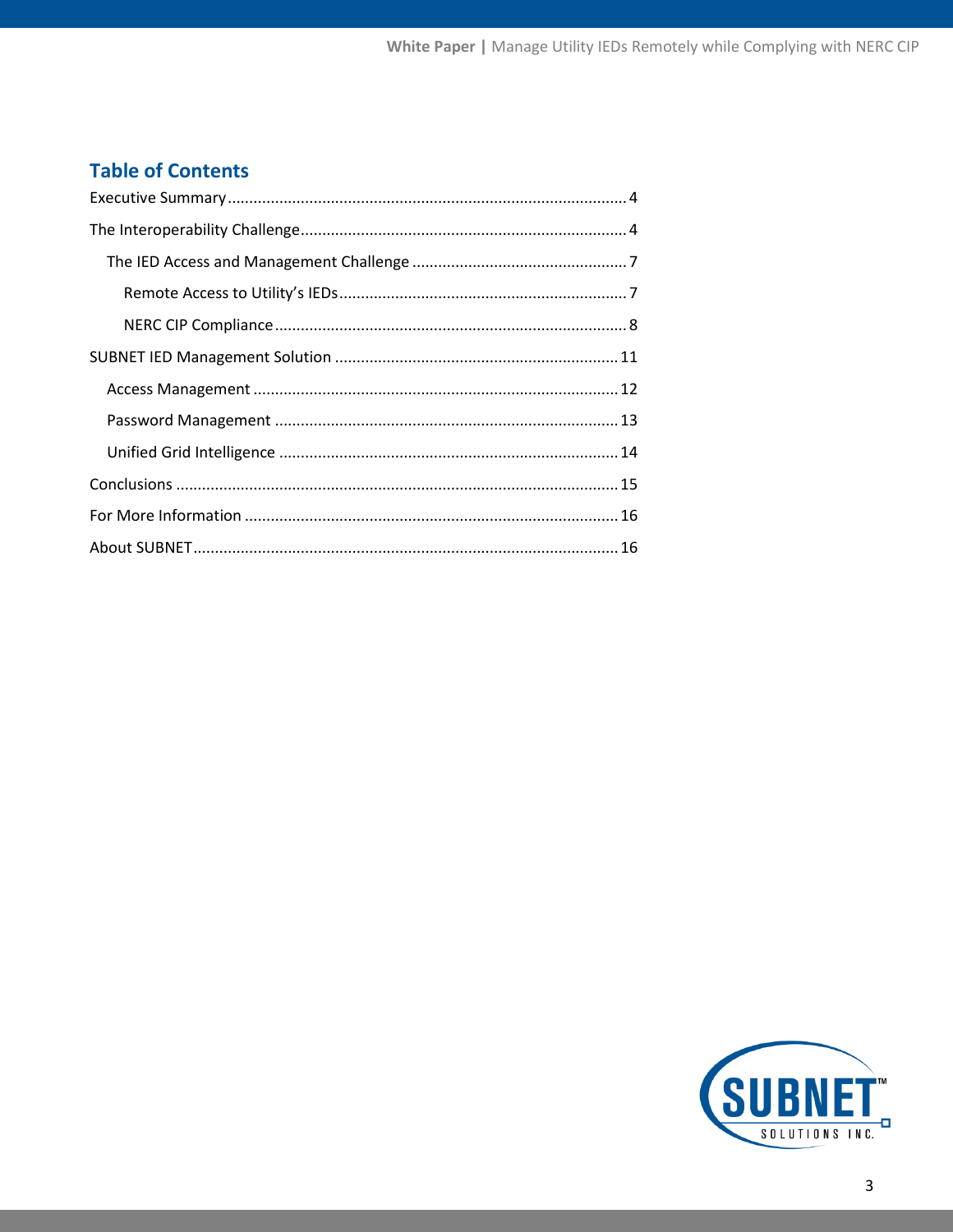## Table of Contents

Executive Summary ........................................................................................ 4

The Interoperability Challenge ........................................................................ 4

  The IED Access and Management Challenge ................................................. 7

    Remote Access to Utility's IEDs ................................................................ 7

    NERC CIP Compliance ................................................................................ 8

SUBNET IED Management Solution ................................................................ 11

  Access Management ................................................................................... 12

  Password Management .............................................................................. 13

  Unified Grid Intelligence ............................................................................. 14

Conclusions .................................................................................................... 15

For More Information ..................................................................................... 16

About SUBNET ................................................................................................ 16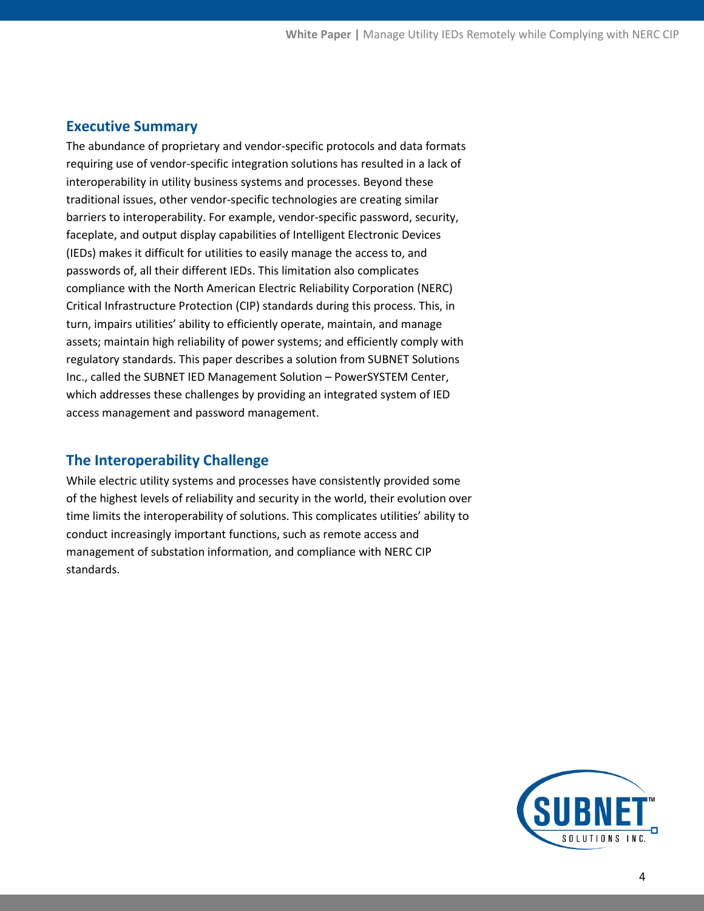## Executive Summary

The abundance of proprietary and vendor-specific protocols and data formats requiring use of vendor-specific integration solutions has resulted in a lack of interoperability in utility business systems and processes. Beyond these traditional issues, other vendor-specific technologies are creating similar barriers to interoperability. For example, vendor-specific password, security, faceplate, and output display capabilities of Intelligent Electronic Devices (IEDs) makes it difficult for utilities to easily manage the access to, and passwords of, all their different IEDs. This limitation also complicates compliance with the North American Electric Reliability Corporation (NERC) Critical Infrastructure Protection (CIP) standards during this process. This, in turn, impairs utilities' ability to efficiently operate, maintain, and manage assets; maintain high reliability of power systems; and efficiently comply with regulatory standards. This paper describes a solution from SUBNET Solutions Inc., called the SUBNET IED Management Solution – PowerSYSTEM Center, which addresses these challenges by providing an integrated system of IED access management and password management.

## The Interoperability Challenge

While electric utility systems and processes have consistently provided some of the highest levels of reliability and security in the world, their evolution over time limits the interoperability of solutions. This complicates utilities' ability to conduct increasingly important functions, such as remote access and management of substation information, and compliance with NERC CIP standards.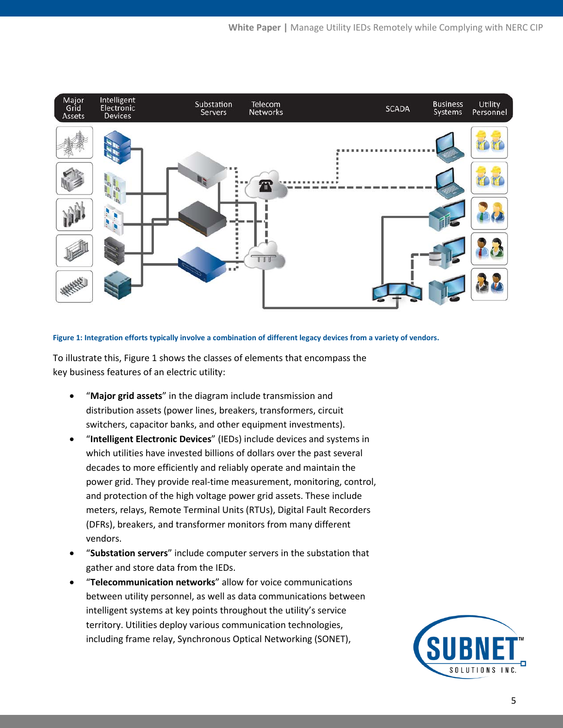Major Grid Assets | Intelligent Electronic Devices | Substation Servers | Telecom Networks | SCADA | Business Systems | Utility Personnel

**Figure 1: Integration efforts typically involve a combination of different legacy devices from a variety of vendors.**

To illustrate this, Figure 1 shows the classes of elements that encompass the key business features of an electric utility:

- "**Major grid assets**" in the diagram include transmission and distribution assets (power lines, breakers, transformers, circuit switchers, capacitor banks, and other equipment investments).
- "**Intelligent Electronic Devices**" (IEDs) include devices and systems in which utilities have invested billions of dollars over the past several decades to more efficiently and reliably operate and maintain the power grid. They provide real-time measurement, monitoring, control, and protection of the high voltage power grid assets. These include meters, relays, Remote Terminal Units (RTUs), Digital Fault Recorders (DFRs), breakers, and transformer monitors from many different vendors.
- "**Substation servers**" include computer servers in the substation that gather and store data from the IEDs.
- "**Telecommunication networks**" allow for voice communications between utility personnel, as well as data communications between intelligent systems at key points throughout the utility's service territory. Utilities deploy various communication technologies, including frame relay, Synchronous Optical Networking (SONET),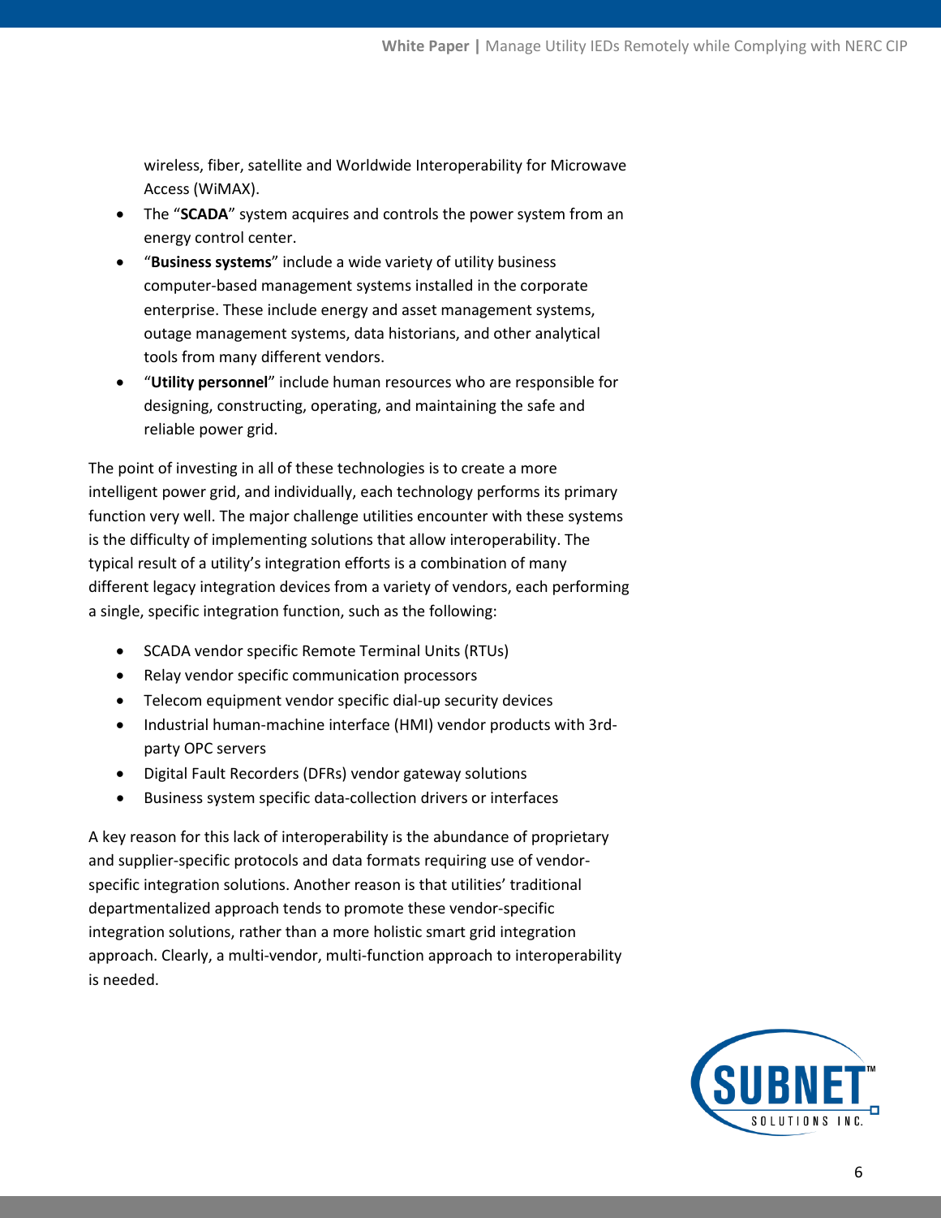wireless, fiber, satellite and Worldwide Interoperability for Microwave Access (WiMAX).

- The "**SCADA**" system acquires and controls the power system from an energy control center.
- "**Business systems**" include a wide variety of utility business computer-based management systems installed in the corporate enterprise. These include energy and asset management systems, outage management systems, data historians, and other analytical tools from many different vendors.
- "**Utility personnel**" include human resources who are responsible for designing, constructing, operating, and maintaining the safe and reliable power grid.

The point of investing in all of these technologies is to create a more intelligent power grid, and individually, each technology performs its primary function very well. The major challenge utilities encounter with these systems is the difficulty of implementing solutions that allow interoperability. The typical result of a utility's integration efforts is a combination of many different legacy integration devices from a variety of vendors, each performing a single, specific integration function, such as the following:

- SCADA vendor specific Remote Terminal Units (RTUs)
- Relay vendor specific communication processors
- Telecom equipment vendor specific dial-up security devices
- Industrial human-machine interface (HMI) vendor products with 3rd-party OPC servers
- Digital Fault Recorders (DFRs) vendor gateway solutions
- Business system specific data-collection drivers or interfaces

A key reason for this lack of interoperability is the abundance of proprietary and supplier-specific protocols and data formats requiring use of vendor-specific integration solutions. Another reason is that utilities' traditional departmentalized approach tends to promote these vendor-specific integration solutions, rather than a more holistic smart grid integration approach. Clearly, a multi-vendor, multi-function approach to interoperability is needed.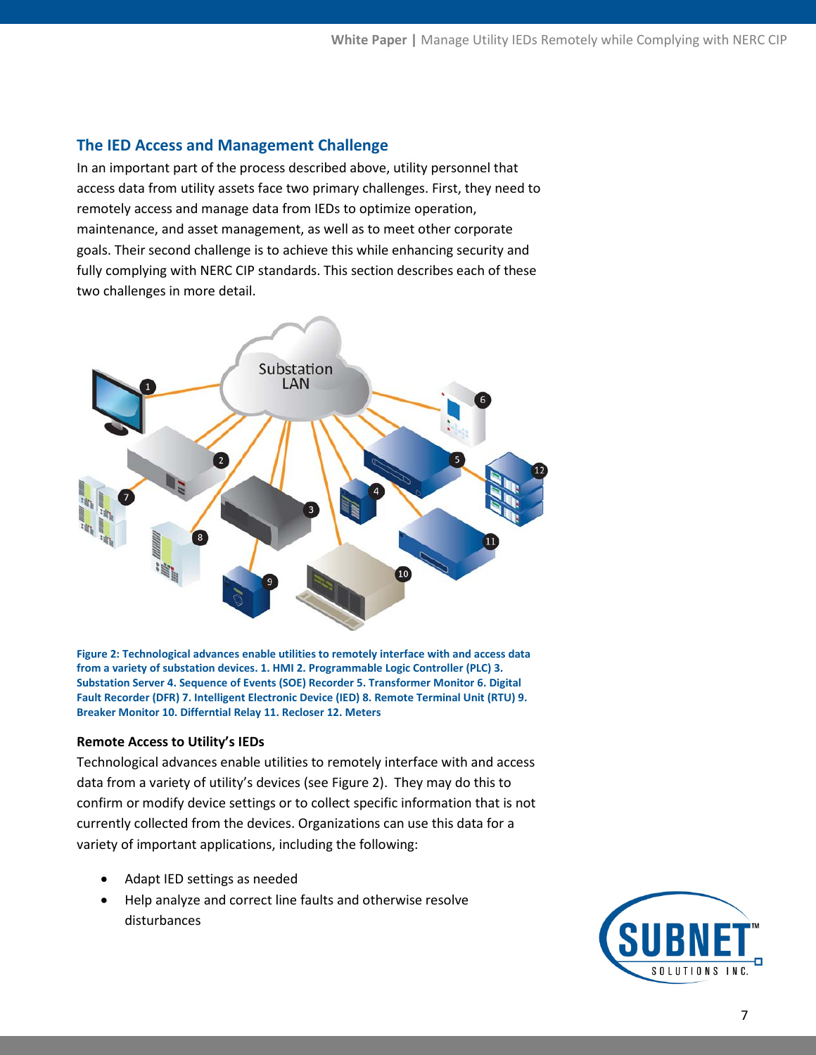## The IED Access and Management Challenge

In an important part of the process described above, utility personnel that access data from utility assets face two primary challenges. First, they need to remotely access and manage data from IEDs to optimize operation, maintenance, and asset management, as well as to meet other corporate goals. Their second challenge is to achieve this while enhancing security and fully complying with NERC CIP standards. This section describes each of these two challenges in more detail.

**Figure 2: Technological advances enable utilities to remotely interface with and access data from a variety of substation devices. 1. HMI 2. Programmable Logic Controller (PLC) 3. Substation Server 4. Sequence of Events (SOE) Recorder 5. Transformer Monitor 6. Digital Fault Recorder (DFR) 7. Intelligent Electronic Device (IED) 8. Remote Terminal Unit (RTU) 9. Breaker Monitor 10. Differntial Relay 11. Recloser 12. Meters**

### Remote Access to Utility's IEDs

Technological advances enable utilities to remotely interface with and access data from a variety of utility's devices (see Figure 2). They may do this to confirm or modify device settings or to collect specific information that is not currently collected from the devices. Organizations can use this data for a variety of important applications, including the following:

- Adapt IED settings as needed
- Help analyze and correct line faults and otherwise resolve disturbances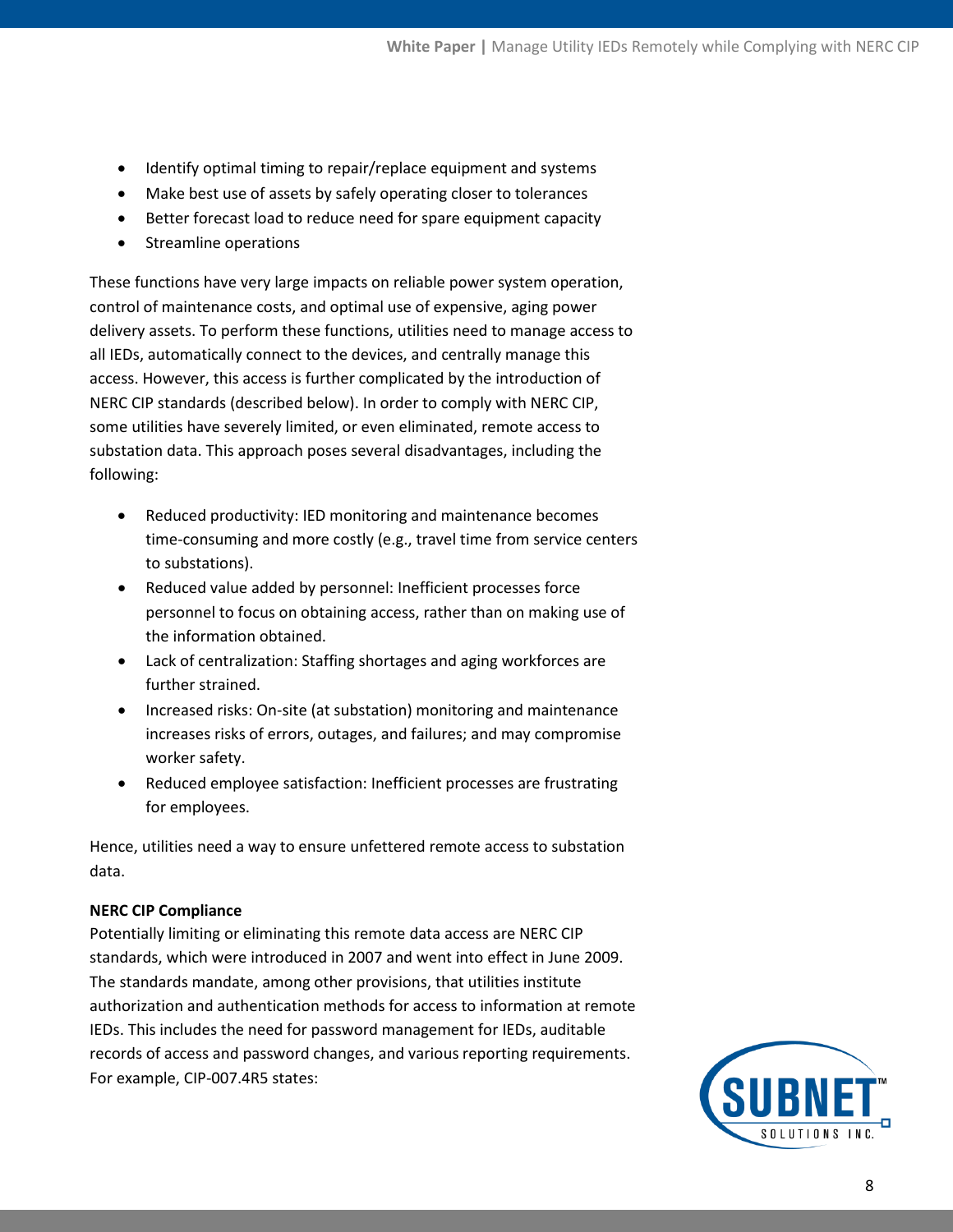- Identify optimal timing to repair/replace equipment and systems
- Make best use of assets by safely operating closer to tolerances
- Better forecast load to reduce need for spare equipment capacity
- Streamline operations

These functions have very large impacts on reliable power system operation, control of maintenance costs, and optimal use of expensive, aging power delivery assets. To perform these functions, utilities need to manage access to all IEDs, automatically connect to the devices, and centrally manage this access. However, this access is further complicated by the introduction of NERC CIP standards (described below). In order to comply with NERC CIP, some utilities have severely limited, or even eliminated, remote access to substation data. This approach poses several disadvantages, including the following:

- Reduced productivity: IED monitoring and maintenance becomes time-consuming and more costly (e.g., travel time from service centers to substations).
- Reduced value added by personnel: Inefficient processes force personnel to focus on obtaining access, rather than on making use of the information obtained.
- Lack of centralization: Staffing shortages and aging workforces are further strained.
- Increased risks: On-site (at substation) monitoring and maintenance increases risks of errors, outages, and failures; and may compromise worker safety.
- Reduced employee satisfaction: Inefficient processes are frustrating for employees.

Hence, utilities need a way to ensure unfettered remote access to substation data.

**NERC CIP Compliance**

Potentially limiting or eliminating this remote data access are NERC CIP standards, which were introduced in 2007 and went into effect in June 2009. The standards mandate, among other provisions, that utilities institute authorization and authentication methods for access to information at remote IEDs. This includes the need for password management for IEDs, auditable records of access and password changes, and various reporting requirements. For example, CIP-007.4R5 states: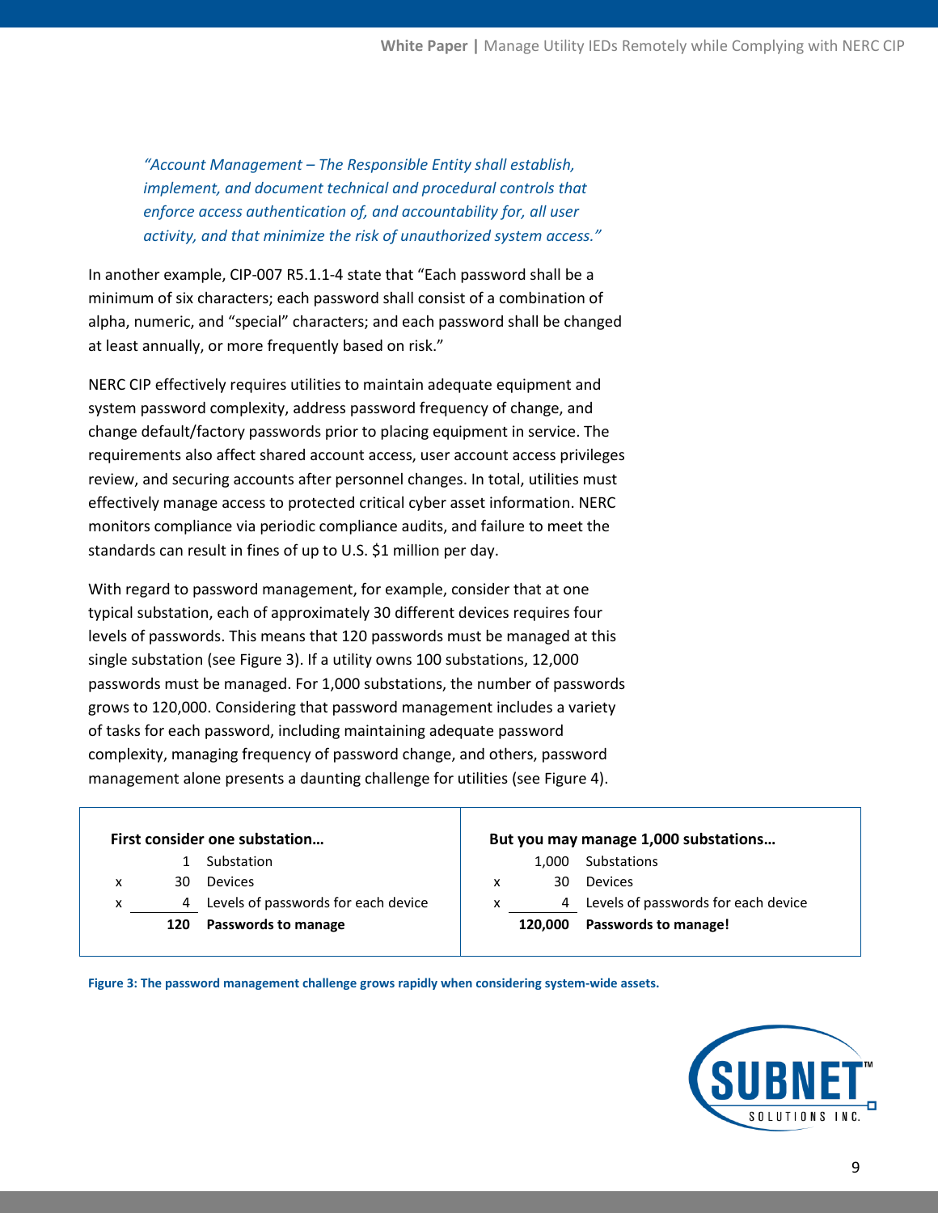*"Account Management – The Responsible Entity shall establish, implement, and document technical and procedural controls that enforce access authentication of, and accountability for, all user activity, and that minimize the risk of unauthorized system access."*

In another example, CIP-007 R5.1.1-4 state that "Each password shall be a minimum of six characters; each password shall consist of a combination of alpha, numeric, and "special" characters; and each password shall be changed at least annually, or more frequently based on risk."

NERC CIP effectively requires utilities to maintain adequate equipment and system password complexity, address password frequency of change, and change default/factory passwords prior to placing equipment in service. The requirements also affect shared account access, user account access privileges review, and securing accounts after personnel changes. In total, utilities must effectively manage access to protected critical cyber asset information. NERC monitors compliance via periodic compliance audits, and failure to meet the standards can result in fines of up to U.S. $1 million per day.

With regard to password management, for example, consider that at one typical substation, each of approximately 30 different devices requires four levels of passwords. This means that 120 passwords must be managed at this single substation (see Figure 3). If a utility owns 100 substations, 12,000 passwords must be managed. For 1,000 substations, the number of passwords grows to 120,000. Considering that password management includes a variety of tasks for each password, including maintaining adequate password complexity, managing frequency of password change, and others, password management alone presents a daunting challenge for utilities (see Figure 4).

| First consider one substation… | | | But you may manage 1,000 substations… | | |
|---|---|---|---|---|---|
| | 1 | Substation | | 1,000 | Substations |
| x | 30 | Devices | x | 30 | Devices |
| x | 4 | Levels of passwords for each device | x | 4 | Levels of passwords for each device |
| | **120** | **Passwords to manage** | | **120,000** | **Passwords to manage!** |

**Figure 3: The password management challenge grows rapidly when considering system-wide assets.**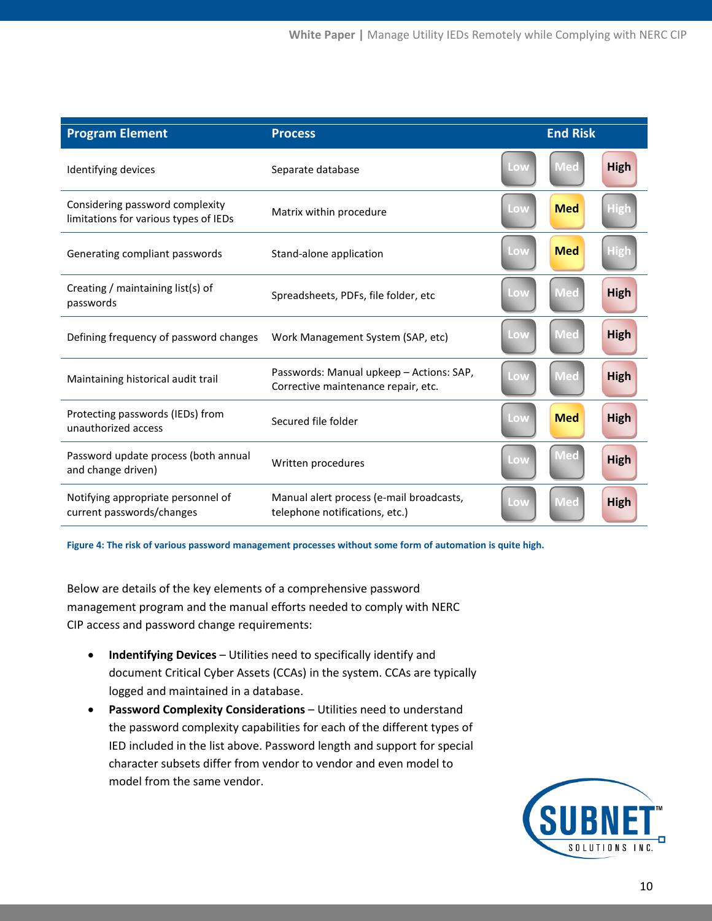| Program Element | Process | End Risk |
|---|---|---|
| Identifying devices | Separate database | High |
| Considering password complexity limitations for various types of IEDs | Matrix within procedure | Med |
| Generating compliant passwords | Stand-alone application | Med |
| Creating / maintaining list(s) of passwords | Spreadsheets, PDFs, file folder, etc | High |
| Defining frequency of password changes | Work Management System (SAP, etc) | High |
| Maintaining historical audit trail | Passwords: Manual upkeep – Actions: SAP, Corrective maintenance repair, etc. | High |
| Protecting passwords (IEDs) from unauthorized access | Secured file folder | Med / High |
| Password update process (both annual and change driven) | Written procedures | High |
| Notifying appropriate personnel of current passwords/changes | Manual alert process (e-mail broadcasts, telephone notifications, etc.) | High |

**Figure 4: The risk of various password management processes without some form of automation is quite high.**

Below are details of the key elements of a comprehensive password management program and the manual efforts needed to comply with NERC CIP access and password change requirements:

- **Indentifying Devices** – Utilities need to specifically identify and document Critical Cyber Assets (CCAs) in the system. CCAs are typically logged and maintained in a database.
- **Password Complexity Considerations** – Utilities need to understand the password complexity capabilities for each of the different types of IED included in the list above. Password length and support for special character subsets differ from vendor to vendor and even model to model from the same vendor.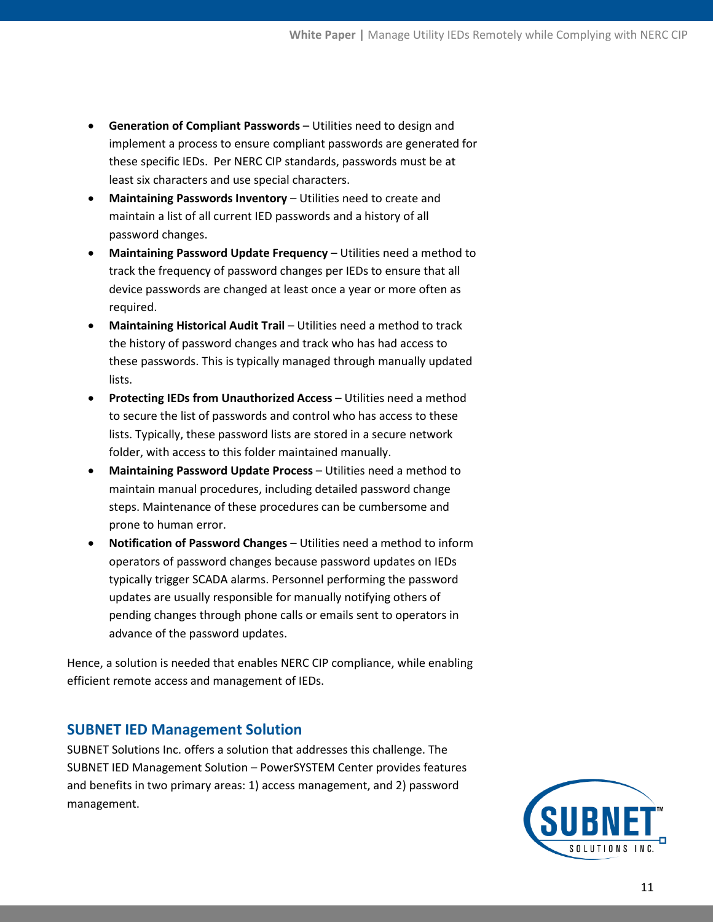- **Generation of Compliant Passwords** – Utilities need to design and implement a process to ensure compliant passwords are generated for these specific IEDs. Per NERC CIP standards, passwords must be at least six characters and use special characters.
- **Maintaining Passwords Inventory** – Utilities need to create and maintain a list of all current IED passwords and a history of all password changes.
- **Maintaining Password Update Frequency** – Utilities need a method to track the frequency of password changes per IEDs to ensure that all device passwords are changed at least once a year or more often as required.
- **Maintaining Historical Audit Trail** – Utilities need a method to track the history of password changes and track who has had access to these passwords. This is typically managed through manually updated lists.
- **Protecting IEDs from Unauthorized Access** – Utilities need a method to secure the list of passwords and control who has access to these lists. Typically, these password lists are stored in a secure network folder, with access to this folder maintained manually.
- **Maintaining Password Update Process** – Utilities need a method to maintain manual procedures, including detailed password change steps. Maintenance of these procedures can be cumbersome and prone to human error.
- **Notification of Password Changes** – Utilities need a method to inform operators of password changes because password updates on IEDs typically trigger SCADA alarms. Personnel performing the password updates are usually responsible for manually notifying others of pending changes through phone calls or emails sent to operators in advance of the password updates.

Hence, a solution is needed that enables NERC CIP compliance, while enabling efficient remote access and management of IEDs.

## SUBNET IED Management Solution

SUBNET Solutions Inc. offers a solution that addresses this challenge. The SUBNET IED Management Solution – PowerSYSTEM Center provides features and benefits in two primary areas: 1) access management, and 2) password management.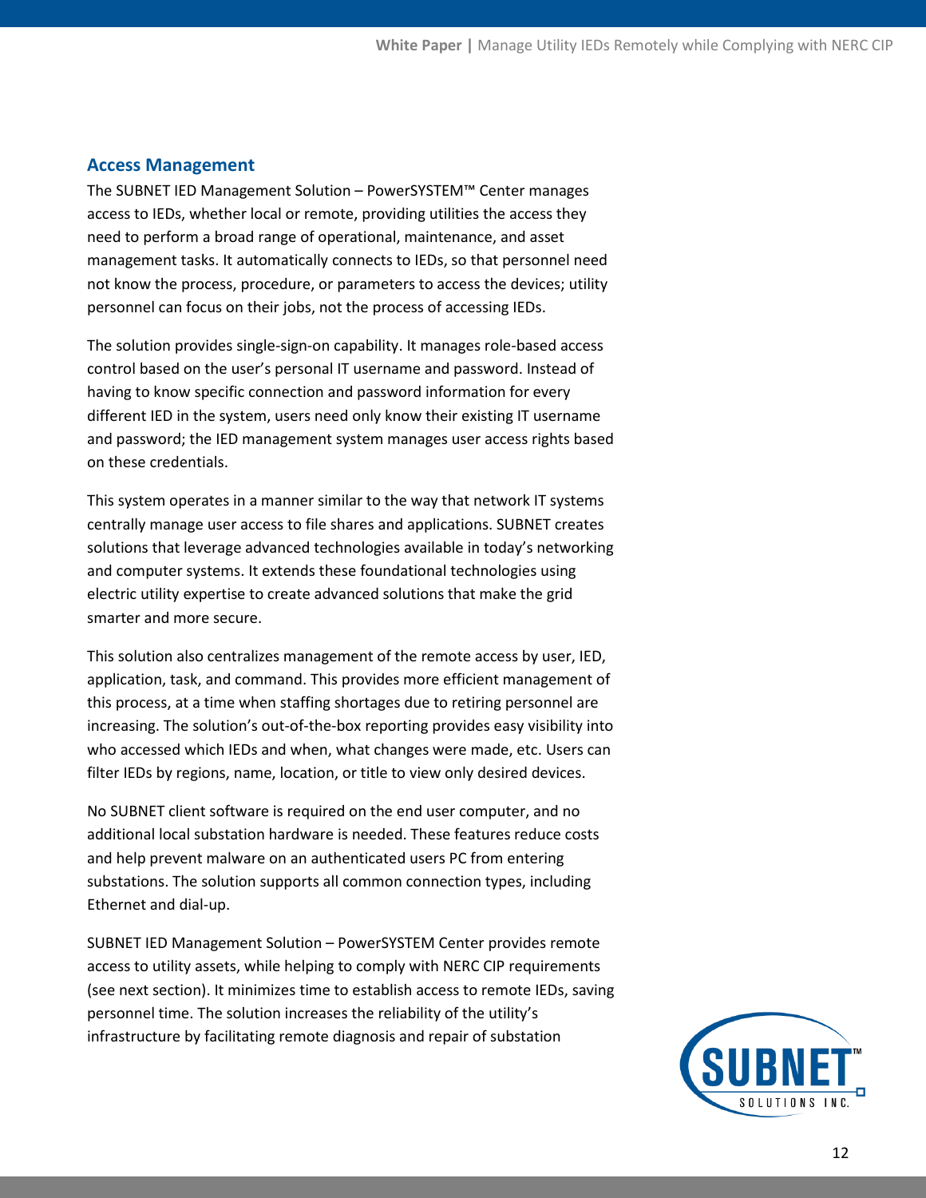## Access Management

The SUBNET IED Management Solution – PowerSYSTEM™ Center manages access to IEDs, whether local or remote, providing utilities the access they need to perform a broad range of operational, maintenance, and asset management tasks. It automatically connects to IEDs, so that personnel need not know the process, procedure, or parameters to access the devices; utility personnel can focus on their jobs, not the process of accessing IEDs.

The solution provides single-sign-on capability. It manages role-based access control based on the user's personal IT username and password. Instead of having to know specific connection and password information for every different IED in the system, users need only know their existing IT username and password; the IED management system manages user access rights based on these credentials.

This system operates in a manner similar to the way that network IT systems centrally manage user access to file shares and applications. SUBNET creates solutions that leverage advanced technologies available in today's networking and computer systems. It extends these foundational technologies using electric utility expertise to create advanced solutions that make the grid smarter and more secure.

This solution also centralizes management of the remote access by user, IED, application, task, and command. This provides more efficient management of this process, at a time when staffing shortages due to retiring personnel are increasing. The solution's out-of-the-box reporting provides easy visibility into who accessed which IEDs and when, what changes were made, etc. Users can filter IEDs by regions, name, location, or title to view only desired devices.

No SUBNET client software is required on the end user computer, and no additional local substation hardware is needed. These features reduce costs and help prevent malware on an authenticated users PC from entering substations. The solution supports all common connection types, including Ethernet and dial-up.

SUBNET IED Management Solution – PowerSYSTEM Center provides remote access to utility assets, while helping to comply with NERC CIP requirements (see next section). It minimizes time to establish access to remote IEDs, saving personnel time. The solution increases the reliability of the utility's infrastructure by facilitating remote diagnosis and repair of substation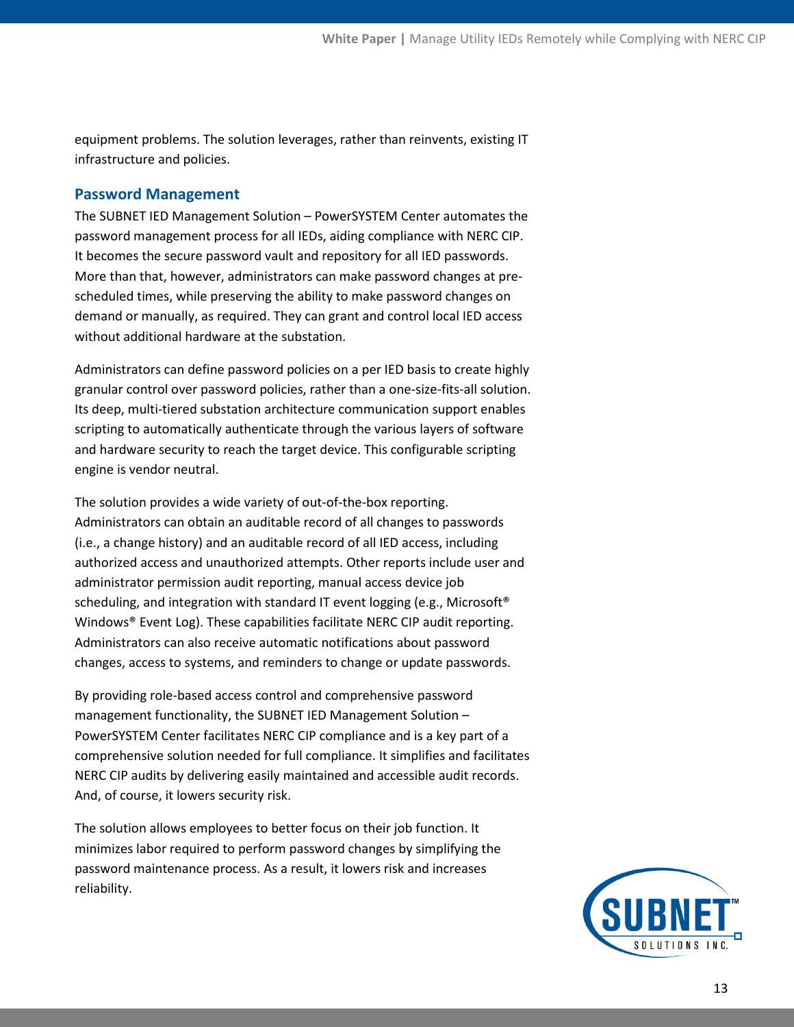equipment problems. The solution leverages, rather than reinvents, existing IT infrastructure and policies.

## Password Management

The SUBNET IED Management Solution – PowerSYSTEM Center automates the password management process for all IEDs, aiding compliance with NERC CIP. It becomes the secure password vault and repository for all IED passwords. More than that, however, administrators can make password changes at pre-scheduled times, while preserving the ability to make password changes on demand or manually, as required. They can grant and control local IED access without additional hardware at the substation.

Administrators can define password policies on a per IED basis to create highly granular control over password policies, rather than a one-size-fits-all solution. Its deep, multi-tiered substation architecture communication support enables scripting to automatically authenticate through the various layers of software and hardware security to reach the target device. This configurable scripting engine is vendor neutral.

The solution provides a wide variety of out-of-the-box reporting. Administrators can obtain an auditable record of all changes to passwords (i.e., a change history) and an auditable record of all IED access, including authorized access and unauthorized attempts. Other reports include user and administrator permission audit reporting, manual access device job scheduling, and integration with standard IT event logging (e.g., Microsoft® Windows® Event Log). These capabilities facilitate NERC CIP audit reporting. Administrators can also receive automatic notifications about password changes, access to systems, and reminders to change or update passwords.

By providing role-based access control and comprehensive password management functionality, the SUBNET IED Management Solution – PowerSYSTEM Center facilitates NERC CIP compliance and is a key part of a comprehensive solution needed for full compliance. It simplifies and facilitates NERC CIP audits by delivering easily maintained and accessible audit records. And, of course, it lowers security risk.

The solution allows employees to better focus on their job function. It minimizes labor required to perform password changes by simplifying the password maintenance process. As a result, it lowers risk and increases reliability.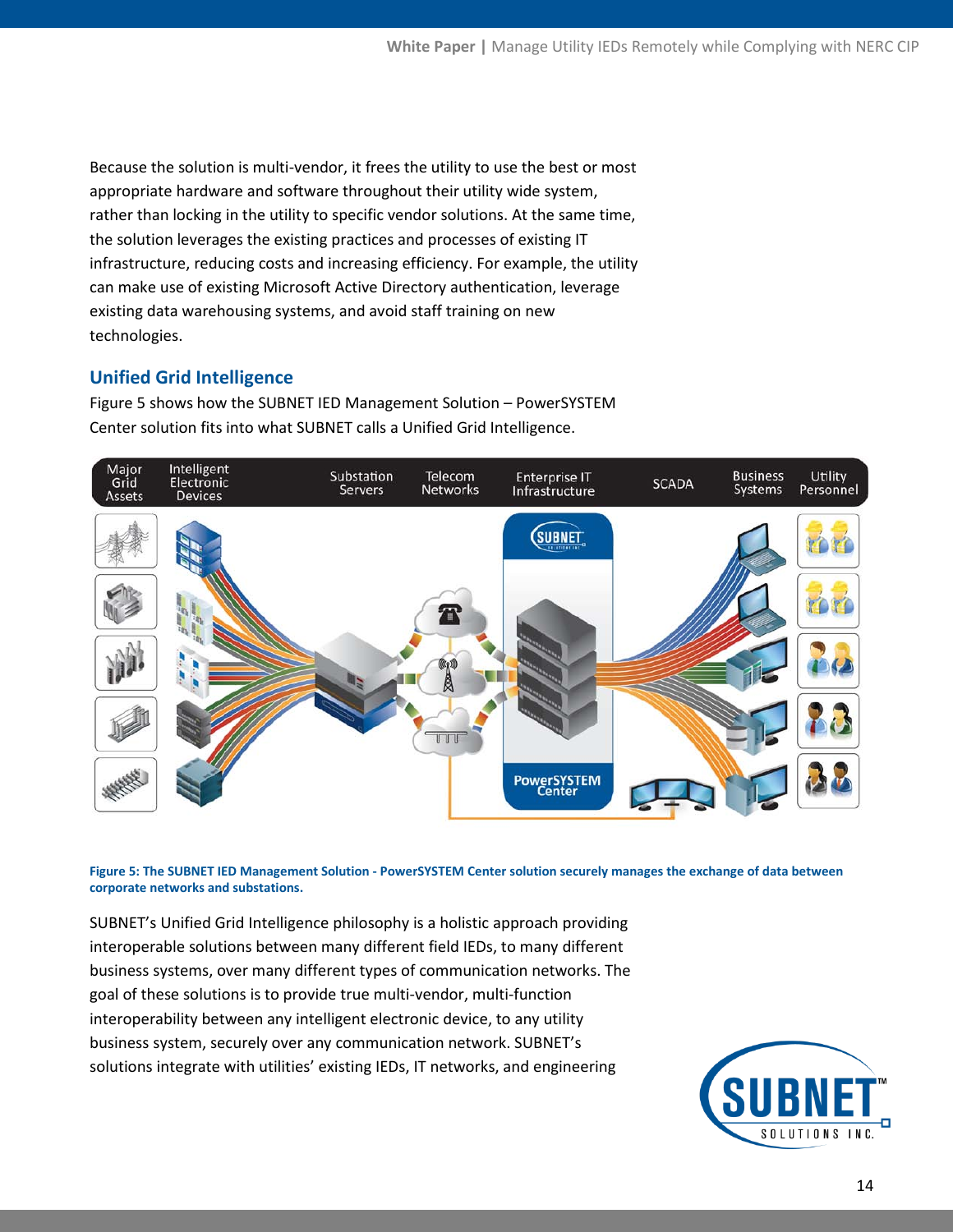Because the solution is multi-vendor, it frees the utility to use the best or most appropriate hardware and software throughout their utility wide system, rather than locking in the utility to specific vendor solutions. At the same time, the solution leverages the existing practices and processes of existing IT infrastructure, reducing costs and increasing efficiency. For example, the utility can make use of existing Microsoft Active Directory authentication, leverage existing data warehousing systems, and avoid staff training on new technologies.

## Unified Grid Intelligence

Figure 5 shows how the SUBNET IED Management Solution – PowerSYSTEM Center solution fits into what SUBNET calls a Unified Grid Intelligence.

**Figure 5: The SUBNET IED Management Solution - PowerSYSTEM Center solution securely manages the exchange of data between corporate networks and substations.**

SUBNET's Unified Grid Intelligence philosophy is a holistic approach providing interoperable solutions between many different field IEDs, to many different business systems, over many different types of communication networks. The goal of these solutions is to provide true multi-vendor, multi-function interoperability between any intelligent electronic device, to any utility business system, securely over any communication network. SUBNET's solutions integrate with utilities' existing IEDs, IT networks, and engineering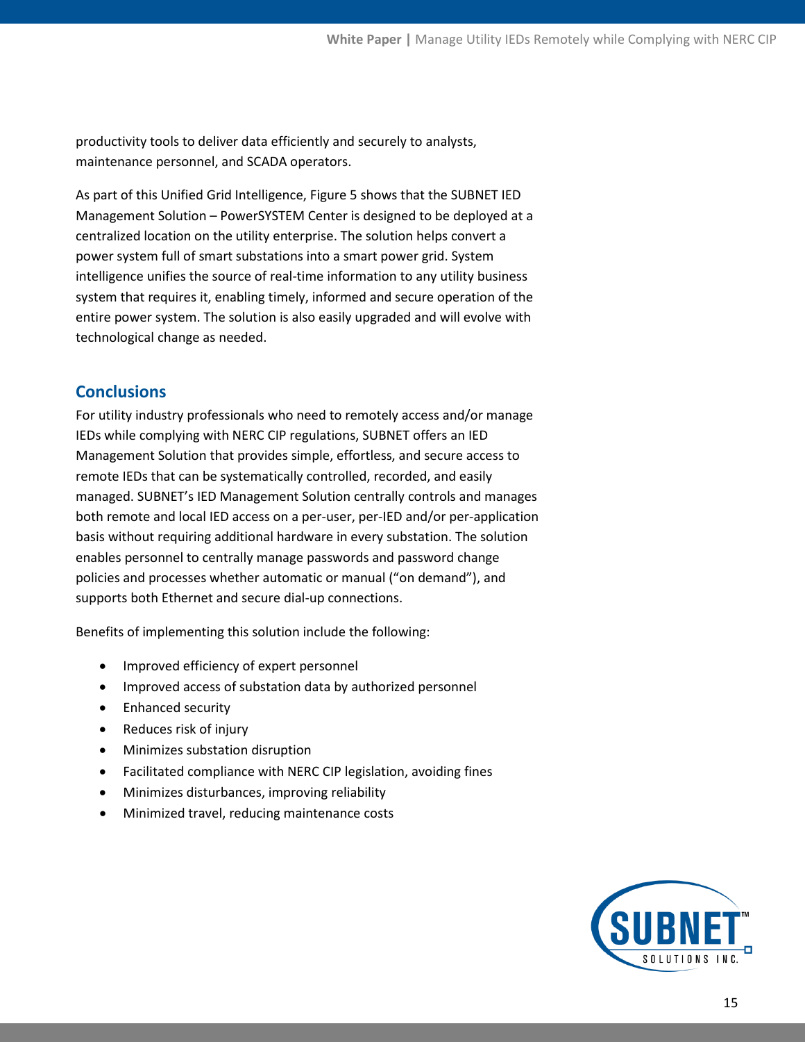productivity tools to deliver data efficiently and securely to analysts, maintenance personnel, and SCADA operators.

As part of this Unified Grid Intelligence, Figure 5 shows that the SUBNET IED Management Solution – PowerSYSTEM Center is designed to be deployed at a centralized location on the utility enterprise. The solution helps convert a power system full of smart substations into a smart power grid. System intelligence unifies the source of real-time information to any utility business system that requires it, enabling timely, informed and secure operation of the entire power system. The solution is also easily upgraded and will evolve with technological change as needed.

## Conclusions

For utility industry professionals who need to remotely access and/or manage IEDs while complying with NERC CIP regulations, SUBNET offers an IED Management Solution that provides simple, effortless, and secure access to remote IEDs that can be systematically controlled, recorded, and easily managed. SUBNET's IED Management Solution centrally controls and manages both remote and local IED access on a per-user, per-IED and/or per-application basis without requiring additional hardware in every substation. The solution enables personnel to centrally manage passwords and password change policies and processes whether automatic or manual ("on demand"), and supports both Ethernet and secure dial-up connections.

Benefits of implementing this solution include the following:

- Improved efficiency of expert personnel
- Improved access of substation data by authorized personnel
- Enhanced security
- Reduces risk of injury
- Minimizes substation disruption
- Facilitated compliance with NERC CIP legislation, avoiding fines
- Minimizes disturbances, improving reliability
- Minimized travel, reducing maintenance costs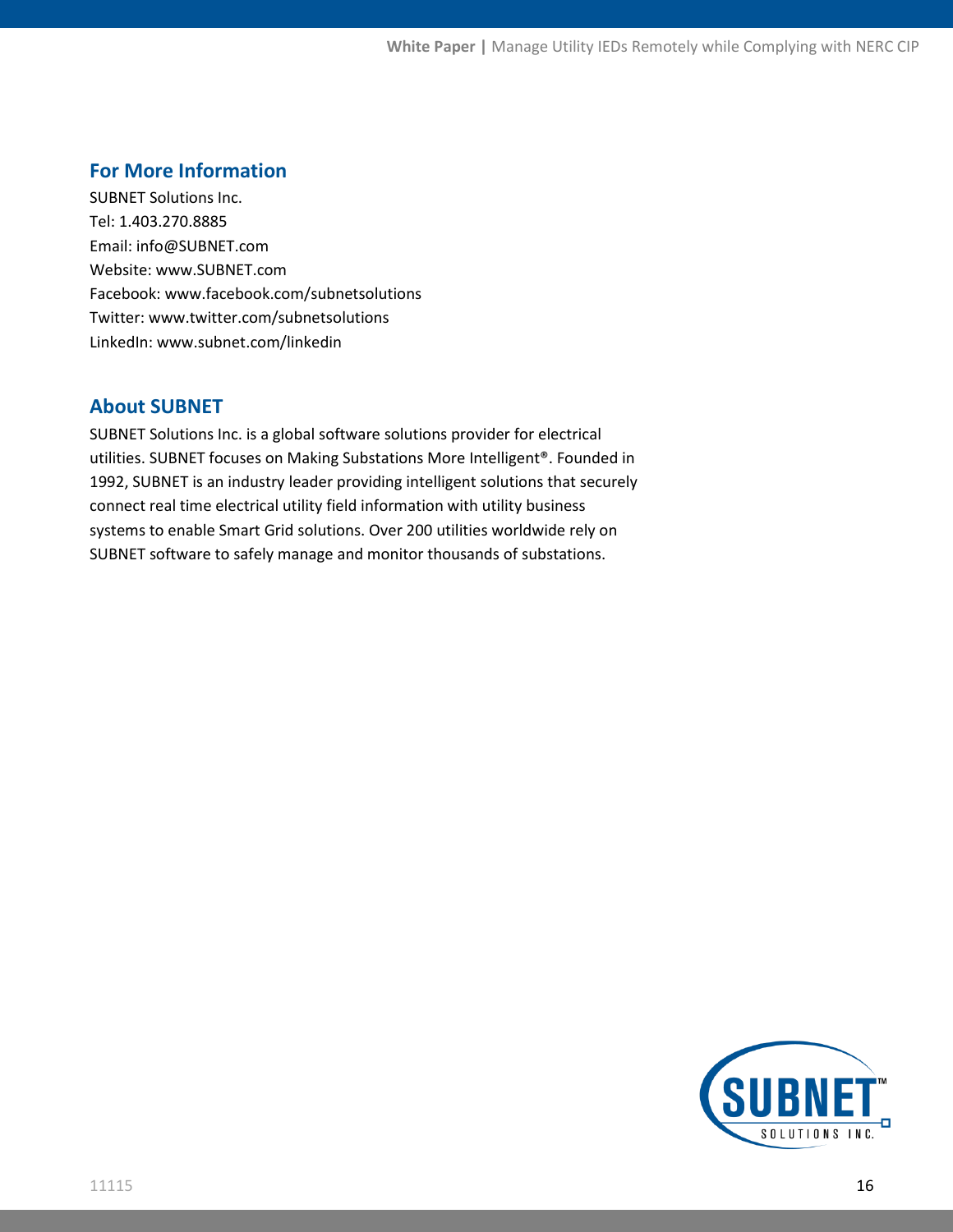## For More Information

SUBNET Solutions Inc.
Tel: 1.403.270.8885
Email: info@SUBNET.com
Website: www.SUBNET.com
Facebook: www.facebook.com/subnetsolutions
Twitter: www.twitter.com/subnetsolutions
LinkedIn: www.subnet.com/linkedin

## About SUBNET

SUBNET Solutions Inc. is a global software solutions provider for electrical utilities. SUBNET focuses on Making Substations More Intelligent®. Founded in 1992, SUBNET is an industry leader providing intelligent solutions that securely connect real time electrical utility field information with utility business systems to enable Smart Grid solutions. Over 200 utilities worldwide rely on SUBNET software to safely manage and monitor thousands of substations.